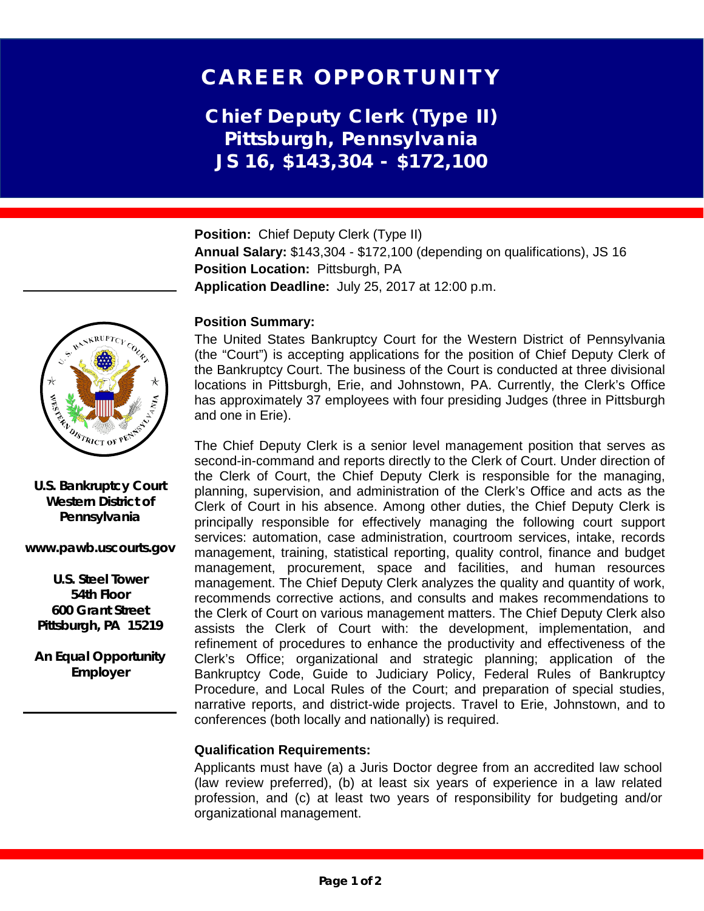# CAREER OPPORTUNITY

## Chief Deputy Clerk (Type II)
## Pittsburgh, Pennsylvania
## JS 16, $143,304 - $172,100

**Position:** Chief Deputy Clerk (Type II)
**Annual Salary:** $143,304 - $172,100 (depending on qualifications), JS 16
**Position Location:** Pittsburgh, PA
**Application Deadline:** July 25, 2017 at 12:00 p.m.

**U.S. Bankruptcy Court**
**Western District of Pennsylvania**

**www.pawb.uscourts.gov**

**U.S. Steel Tower**
**54th Floor**
**600 Grant Street**
**Pittsburgh, PA 15219**

**An Equal Opportunity Employer**

**Position Summary:**

The United States Bankruptcy Court for the Western District of Pennsylvania (the "Court") is accepting applications for the position of Chief Deputy Clerk of the Bankruptcy Court. The business of the Court is conducted at three divisional locations in Pittsburgh, Erie, and Johnstown, PA. Currently, the Clerk's Office has approximately 37 employees with four presiding Judges (three in Pittsburgh and one in Erie).

The Chief Deputy Clerk is a senior level management position that serves as second-in-command and reports directly to the Clerk of Court. Under direction of the Clerk of Court, the Chief Deputy Clerk is responsible for the managing, planning, supervision, and administration of the Clerk's Office and acts as the Clerk of Court in his absence. Among other duties, the Chief Deputy Clerk is principally responsible for effectively managing the following court support services: automation, case administration, courtroom services, intake, records management, training, statistical reporting, quality control, finance and budget management, procurement, space and facilities, and human resources management. The Chief Deputy Clerk analyzes the quality and quantity of work, recommends corrective actions, and consults and makes recommendations to the Clerk of Court on various management matters. The Chief Deputy Clerk also assists the Clerk of Court with: the development, implementation, and refinement of procedures to enhance the productivity and effectiveness of the Clerk's Office; organizational and strategic planning; application of the Bankruptcy Code, Guide to Judiciary Policy, Federal Rules of Bankruptcy Procedure, and Local Rules of the Court; and preparation of special studies, narrative reports, and district-wide projects. Travel to Erie, Johnstown, and to conferences (both locally and nationally) is required.

**Qualification Requirements:**

Applicants must have (a) a Juris Doctor degree from an accredited law school (law review preferred), (b) at least six years of experience in a law related profession, and (c) at least two years of responsibility for budgeting and/or organizational management.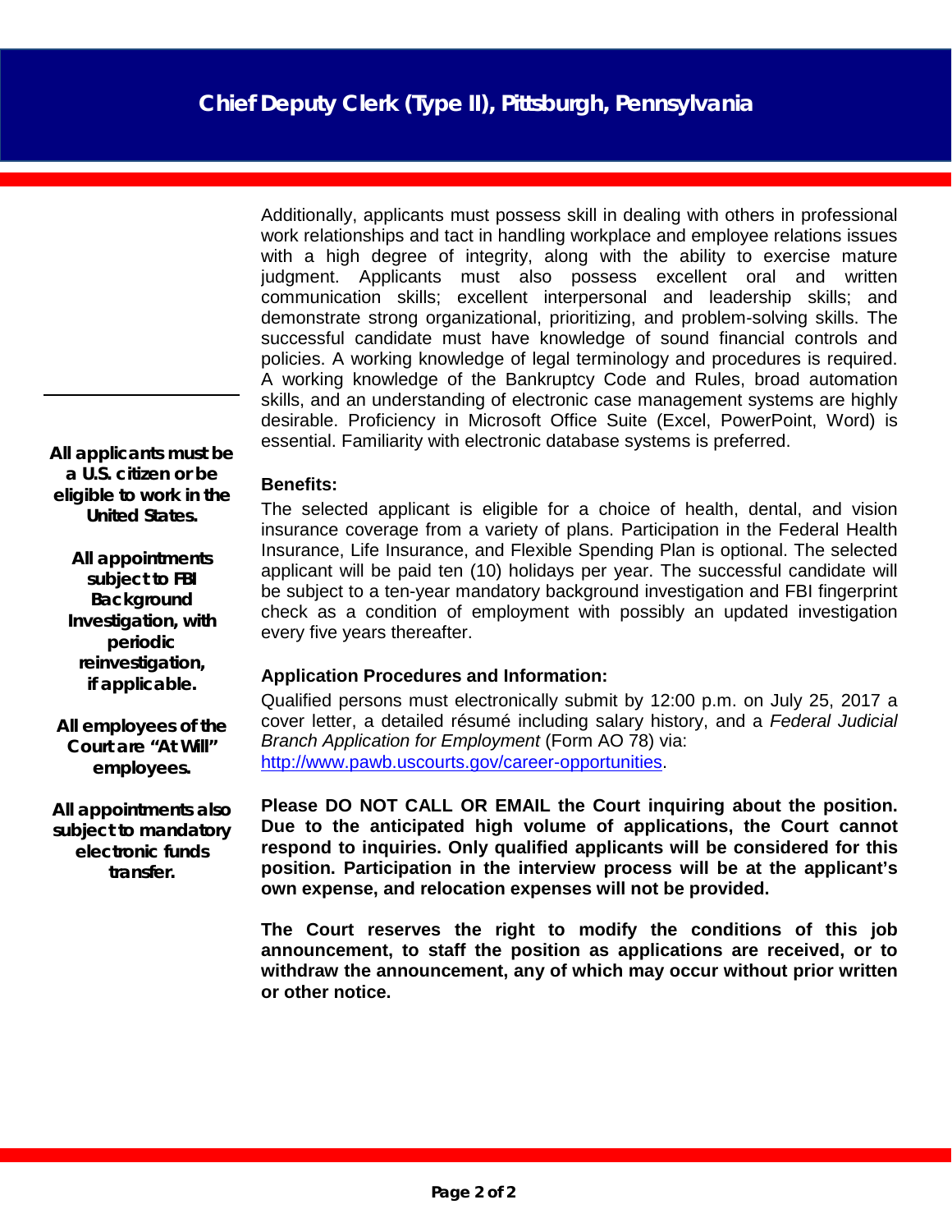# Chief Deputy Clerk (Type II), Pittsburgh, Pennsylvania

Additionally, applicants must possess skill in dealing with others in professional work relationships and tact in handling workplace and employee relations issues with a high degree of integrity, along with the ability to exercise mature judgment. Applicants must also possess excellent oral and written communication skills; excellent interpersonal and leadership skills; and demonstrate strong organizational, prioritizing, and problem-solving skills. The successful candidate must have knowledge of sound financial controls and policies. A working knowledge of legal terminology and procedures is required. A working knowledge of the Bankruptcy Code and Rules, broad automation skills, and an understanding of electronic case management systems are highly desirable. Proficiency in Microsoft Office Suite (Excel, PowerPoint, Word) is essential. Familiarity with electronic database systems is preferred.

**Benefits:**

The selected applicant is eligible for a choice of health, dental, and vision insurance coverage from a variety of plans. Participation in the Federal Health Insurance, Life Insurance, and Flexible Spending Plan is optional. The selected applicant will be paid ten (10) holidays per year. The successful candidate will be subject to a ten-year mandatory background investigation and FBI fingerprint check as a condition of employment with possibly an updated investigation every five years thereafter.

**Application Procedures and Information:**

Qualified persons must electronically submit by 12:00 p.m. on July 25, 2017 a cover letter, a detailed résumé including salary history, and a *Federal Judicial Branch Application for Employment* (Form AO 78) via: http://www.pawb.uscourts.gov/career-opportunities.

**Please DO NOT CALL OR EMAIL the Court inquiring about the position. Due to the anticipated high volume of applications, the Court cannot respond to inquiries. Only qualified applicants will be considered for this position. Participation in the interview process will be at the applicant's own expense, and relocation expenses will not be provided.**

**The Court reserves the right to modify the conditions of this job announcement, to staff the position as applications are received, or to withdraw the announcement, any of which may occur without prior written or other notice.**

**All applicants must be a U.S. citizen or be eligible to work in the United States.**

**All appointments subject to FBI Background Investigation, with periodic reinvestigation, if applicable.**

**All employees of the Court are "At Will" employees.**

**All appointments also subject to mandatory electronic funds transfer.**